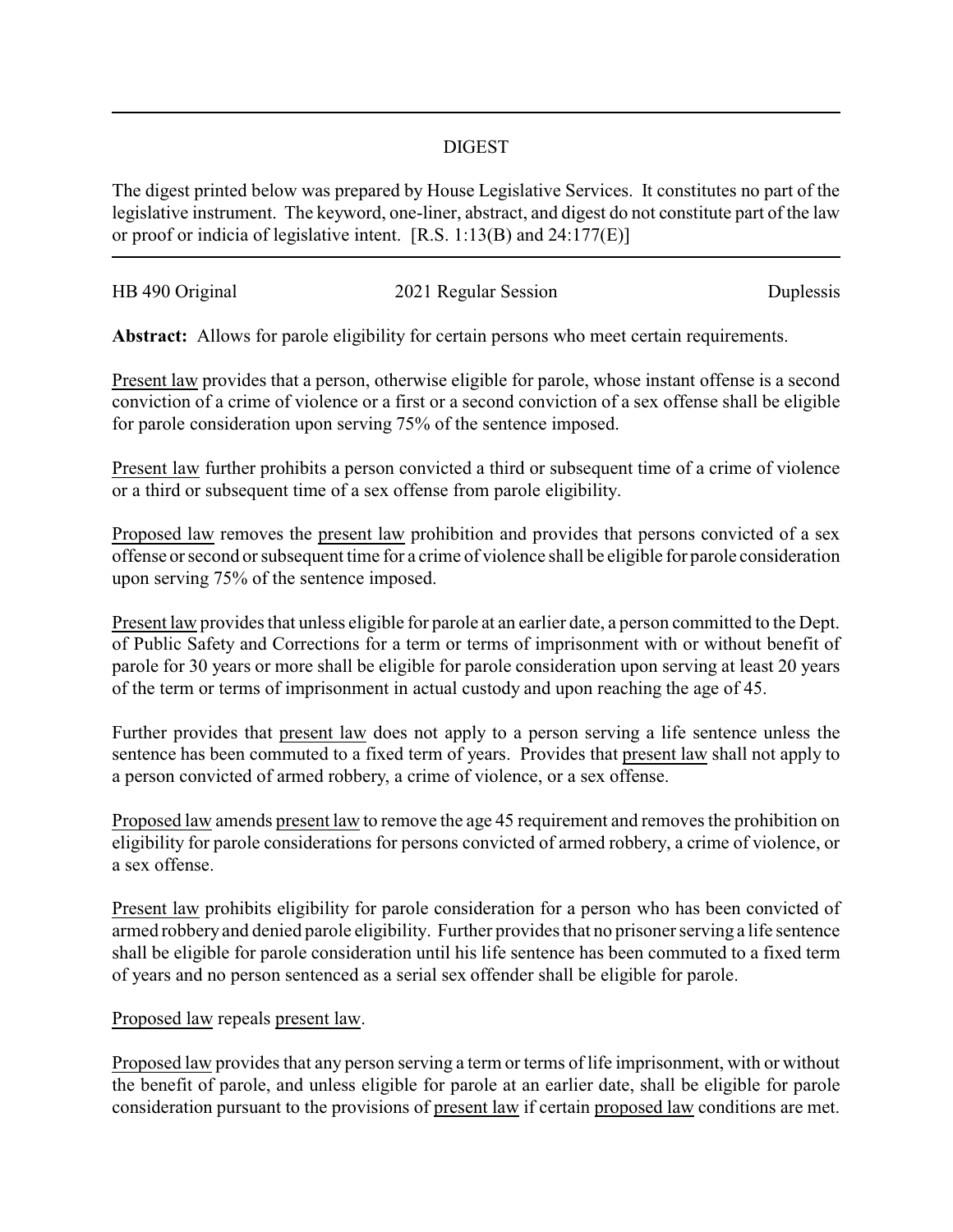## DIGEST

The digest printed below was prepared by House Legislative Services. It constitutes no part of the legislative instrument. The keyword, one-liner, abstract, and digest do not constitute part of the law or proof or indicia of legislative intent. [R.S. 1:13(B) and 24:177(E)]

---

HB 490 Original | 2021 Regular Session | Duplessis

**Abstract:** Allows for parole eligibility for certain persons who meet certain requirements.

Present law provides that a person, otherwise eligible for parole, whose instant offense is a second conviction of a crime of violence or a first or a second conviction of a sex offense shall be eligible for parole consideration upon serving 75% of the sentence imposed.

Present law further prohibits a person convicted a third or subsequent time of a crime of violence or a third or subsequent time of a sex offense from parole eligibility.

Proposed law removes the present law prohibition and provides that persons convicted of a sex offense or second or subsequent time for a crime of violence shall be eligible for parole consideration upon serving 75% of the sentence imposed.

Present law provides that unless eligible for parole at an earlier date, a person committed to the Dept. of Public Safety and Corrections for a term or terms of imprisonment with or without benefit of parole for 30 years or more shall be eligible for parole consideration upon serving at least 20 years of the term or terms of imprisonment in actual custody and upon reaching the age of 45.

Further provides that present law does not apply to a person serving a life sentence unless the sentence has been commuted to a fixed term of years. Provides that present law shall not apply to a person convicted of armed robbery, a crime of violence, or a sex offense.

Proposed law amends present law to remove the age 45 requirement and removes the prohibition on eligibility for parole considerations for persons convicted of armed robbery, a crime of violence, or a sex offense.

Present law prohibits eligibility for parole consideration for a person who has been convicted of armed robbery and denied parole eligibility. Further provides that no prisoner serving a life sentence shall be eligible for parole consideration until his life sentence has been commuted to a fixed term of years and no person sentenced as a serial sex offender shall be eligible for parole.

Proposed law repeals present law.

Proposed law provides that any person serving a term or terms of life imprisonment, with or without the benefit of parole, and unless eligible for parole at an earlier date, shall be eligible for parole consideration pursuant to the provisions of present law if certain proposed law conditions are met.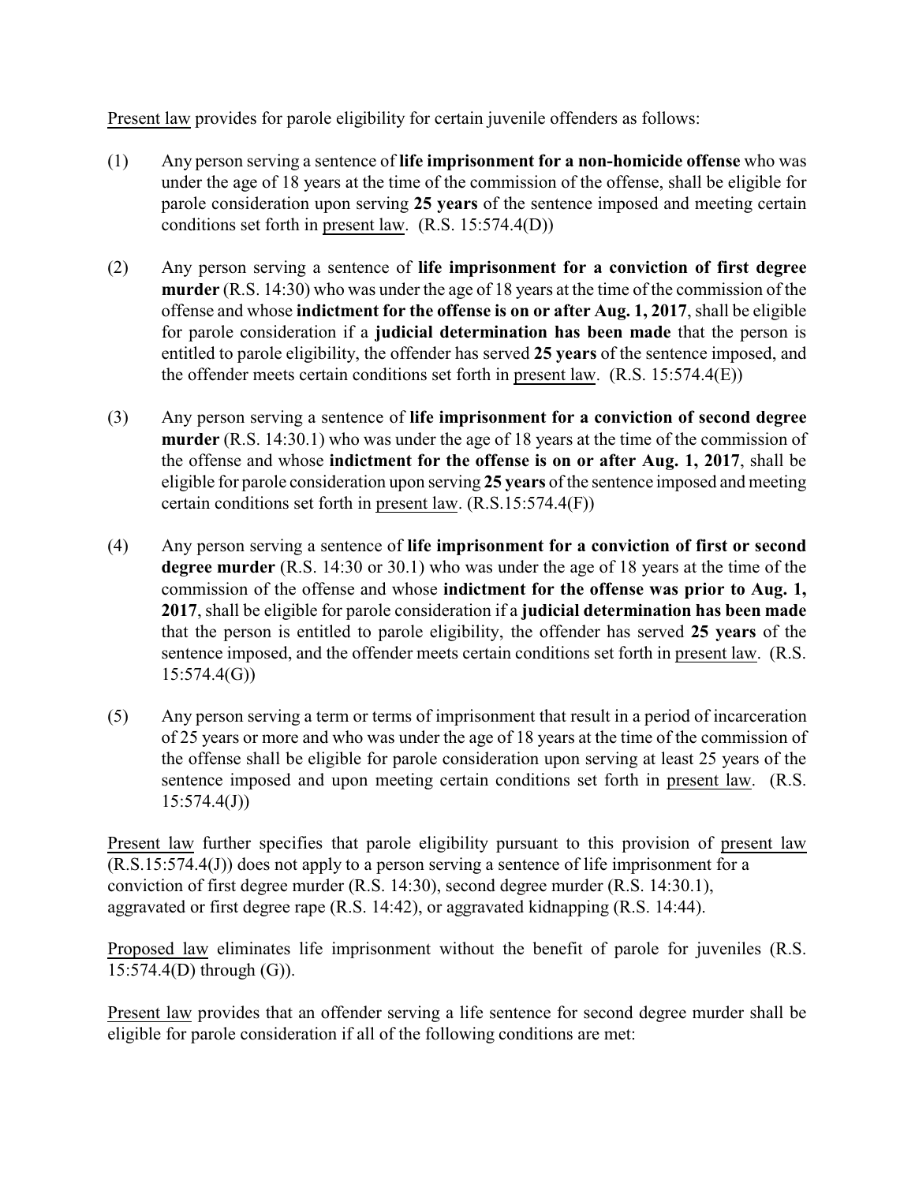Present law provides for parole eligibility for certain juvenile offenders as follows:

(1) Any person serving a sentence of **life imprisonment for a non-homicide offense** who was under the age of 18 years at the time of the commission of the offense, shall be eligible for parole consideration upon serving **25 years** of the sentence imposed and meeting certain conditions set forth in present law. (R.S. 15:574.4(D))

(2) Any person serving a sentence of **life imprisonment for a conviction of first degree murder** (R.S. 14:30) who was under the age of 18 years at the time of the commission of the offense and whose **indictment for the offense is on or after Aug. 1, 2017**, shall be eligible for parole consideration if a **judicial determination has been made** that the person is entitled to parole eligibility, the offender has served **25 years** of the sentence imposed, and the offender meets certain conditions set forth in present law. (R.S. 15:574.4(E))

(3) Any person serving a sentence of **life imprisonment for a conviction of second degree murder** (R.S. 14:30.1) who was under the age of 18 years at the time of the commission of the offense and whose **indictment for the offense is on or after Aug. 1, 2017**, shall be eligible for parole consideration upon serving **25 years** of the sentence imposed and meeting certain conditions set forth in present law. (R.S.15:574.4(F))

(4) Any person serving a sentence of **life imprisonment for a conviction of first or second degree murder** (R.S. 14:30 or 30.1) who was under the age of 18 years at the time of the commission of the offense and whose **indictment for the offense was prior to Aug. 1, 2017**, shall be eligible for parole consideration if a **judicial determination has been made** that the person is entitled to parole eligibility, the offender has served **25 years** of the sentence imposed, and the offender meets certain conditions set forth in present law. (R.S. 15:574.4(G))

(5) Any person serving a term or terms of imprisonment that result in a period of incarceration of 25 years or more and who was under the age of 18 years at the time of the commission of the offense shall be eligible for parole consideration upon serving at least 25 years of the sentence imposed and upon meeting certain conditions set forth in present law. (R.S. 15:574.4(J))

Present law further specifies that parole eligibility pursuant to this provision of present law (R.S.15:574.4(J)) does not apply to a person serving a sentence of life imprisonment for a conviction of first degree murder (R.S. 14:30), second degree murder (R.S. 14:30.1), aggravated or first degree rape (R.S. 14:42), or aggravated kidnapping (R.S. 14:44).

Proposed law eliminates life imprisonment without the benefit of parole for juveniles (R.S. 15:574.4(D) through (G)).

Present law provides that an offender serving a life sentence for second degree murder shall be eligible for parole consideration if all of the following conditions are met: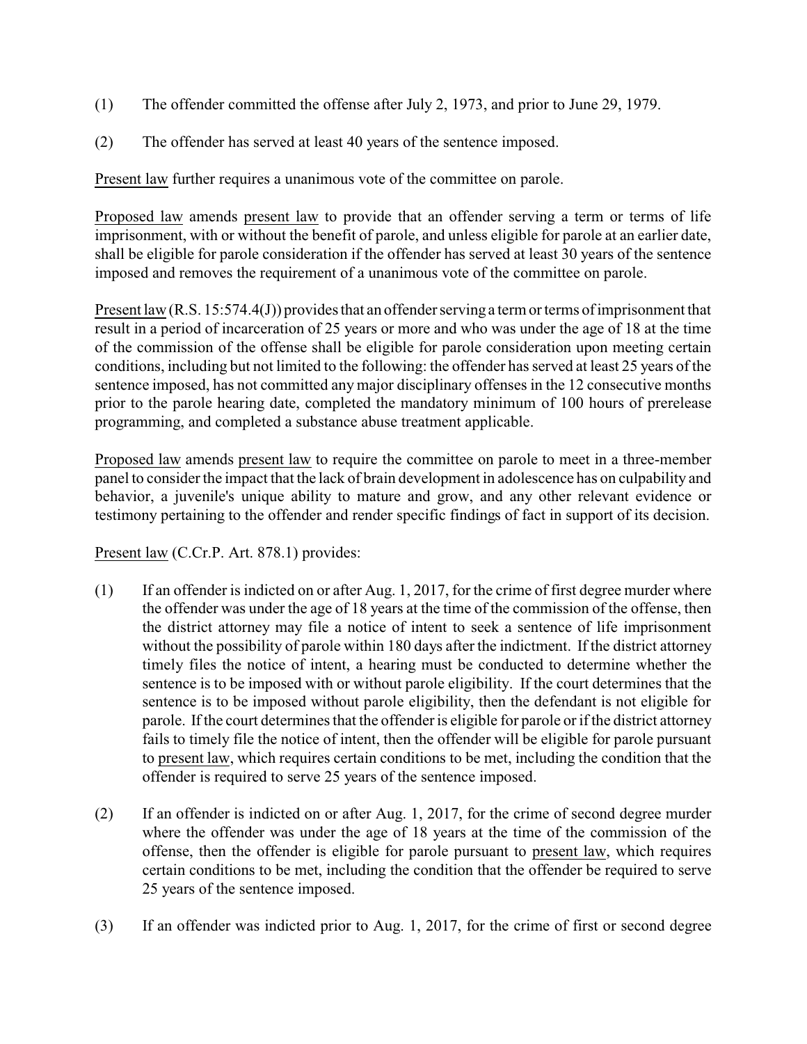(1) The offender committed the offense after July 2, 1973, and prior to June 29, 1979.

(2) The offender has served at least 40 years of the sentence imposed.

Present law further requires a unanimous vote of the committee on parole.

Proposed law amends present law to provide that an offender serving a term or terms of life imprisonment, with or without the benefit of parole, and unless eligible for parole at an earlier date, shall be eligible for parole consideration if the offender has served at least 30 years of the sentence imposed and removes the requirement of a unanimous vote of the committee on parole.

Present law (R.S. 15:574.4(J)) provides that an offender serving a term or terms of imprisonment that result in a period of incarceration of 25 years or more and who was under the age of 18 at the time of the commission of the offense shall be eligible for parole consideration upon meeting certain conditions, including but not limited to the following: the offender has served at least 25 years of the sentence imposed, has not committed any major disciplinary offenses in the 12 consecutive months prior to the parole hearing date, completed the mandatory minimum of 100 hours of prerelease programming, and completed a substance abuse treatment applicable.

Proposed law amends present law to require the committee on parole to meet in a three-member panel to consider the impact that the lack of brain development in adolescence has on culpability and behavior, a juvenile's unique ability to mature and grow, and any other relevant evidence or testimony pertaining to the offender and render specific findings of fact in support of its decision.

Present law (C.Cr.P. Art. 878.1) provides:

(1) If an offender is indicted on or after Aug. 1, 2017, for the crime of first degree murder where the offender was under the age of 18 years at the time of the commission of the offense, then the district attorney may file a notice of intent to seek a sentence of life imprisonment without the possibility of parole within 180 days after the indictment. If the district attorney timely files the notice of intent, a hearing must be conducted to determine whether the sentence is to be imposed with or without parole eligibility. If the court determines that the sentence is to be imposed without parole eligibility, then the defendant is not eligible for parole. If the court determines that the offender is eligible for parole or if the district attorney fails to timely file the notice of intent, then the offender will be eligible for parole pursuant to present law, which requires certain conditions to be met, including the condition that the offender is required to serve 25 years of the sentence imposed.

(2) If an offender is indicted on or after Aug. 1, 2017, for the crime of second degree murder where the offender was under the age of 18 years at the time of the commission of the offense, then the offender is eligible for parole pursuant to present law, which requires certain conditions to be met, including the condition that the offender be required to serve 25 years of the sentence imposed.

(3) If an offender was indicted prior to Aug. 1, 2017, for the crime of first or second degree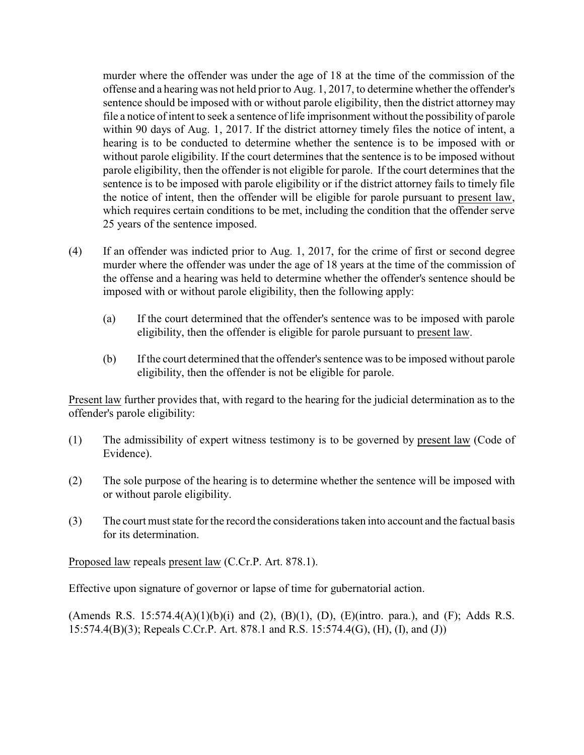murder where the offender was under the age of 18 at the time of the commission of the offense and a hearing was not held prior to Aug. 1, 2017, to determine whether the offender's sentence should be imposed with or without parole eligibility, then the district attorney may file a notice of intent to seek a sentence of life imprisonment without the possibility of parole within 90 days of Aug. 1, 2017. If the district attorney timely files the notice of intent, a hearing is to be conducted to determine whether the sentence is to be imposed with or without parole eligibility. If the court determines that the sentence is to be imposed without parole eligibility, then the offender is not eligible for parole. If the court determines that the sentence is to be imposed with parole eligibility or if the district attorney fails to timely file the notice of intent, then the offender will be eligible for parole pursuant to <u>present law</u>, which requires certain conditions to be met, including the condition that the offender serve 25 years of the sentence imposed.

(4) If an offender was indicted prior to Aug. 1, 2017, for the crime of first or second degree murder where the offender was under the age of 18 years at the time of the commission of the offense and a hearing was held to determine whether the offender's sentence should be imposed with or without parole eligibility, then the following apply:

  (a) If the court determined that the offender's sentence was to be imposed with parole eligibility, then the offender is eligible for parole pursuant to <u>present law</u>.

  (b) If the court determined that the offender's sentence was to be imposed without parole eligibility, then the offender is not be eligible for parole.

<u>Present law</u> further provides that, with regard to the hearing for the judicial determination as to the offender's parole eligibility:

(1) The admissibility of expert witness testimony is to be governed by <u>present law</u> (Code of Evidence).

(2) The sole purpose of the hearing is to determine whether the sentence will be imposed with or without parole eligibility.

(3) The court must state for the record the considerations taken into account and the factual basis for its determination.

<u>Proposed law</u> repeals <u>present law</u> (C.Cr.P. Art. 878.1).

Effective upon signature of governor or lapse of time for gubernatorial action.

(Amends R.S. 15:574.4(A)(1)(b)(i) and (2), (B)(1), (D), (E)(intro. para.), and (F); Adds R.S. 15:574.4(B)(3); Repeals C.Cr.P. Art. 878.1 and R.S. 15:574.4(G), (H), (I), and (J))